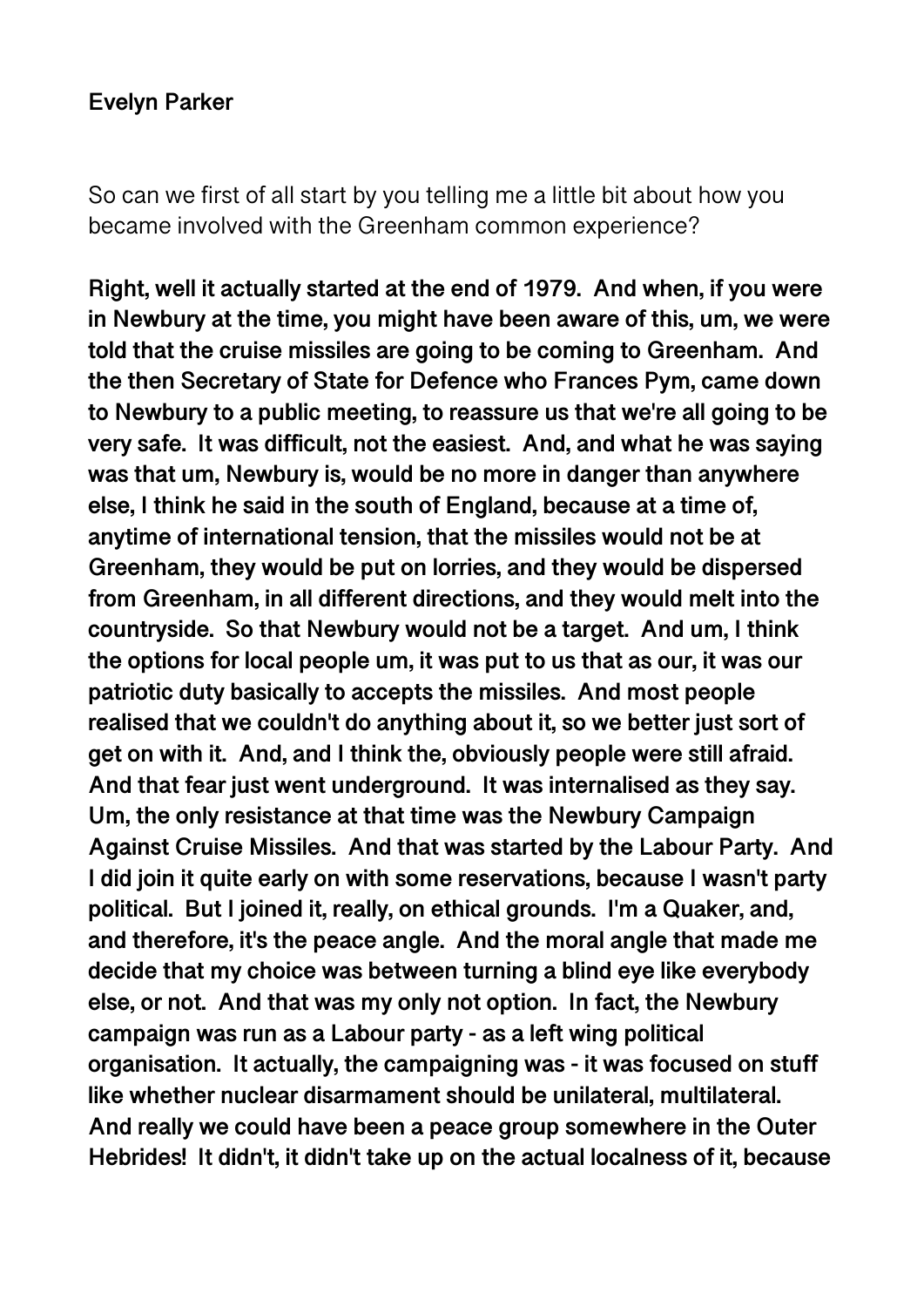**Evelyn Parker**

So can we first of all start by you telling me a little bit about how you became involved with the Greenham common experience?

**Right, well it actually started at the end of 1979. And when, if you were in Newbury at the time, you might have been aware of this, um, we were told that the cruise missiles are going to be coming to Greenham. And the then Secretary of State for Defence who Frances Pym, came down to Newbury to a public meeting, to reassure us that we're all going to be very safe. It was difficult, not the easiest. And, and what he was saying was that um, Newbury is, would be no more in danger than anywhere else, I think he said in the south of England, because at a time of, anytime of international tension, that the missiles would not be at Greenham, they would be put on lorries, and they would be dispersed from Greenham, in all different directions, and they would melt into the countryside. So that Newbury would not be a target. And um, I think the options for local people um, it was put to us that as our, it was our patriotic duty basically to accepts the missiles. And most people realised that we couldn't do anything about it, so we better just sort of get on with it. And, and I think the, obviously people were still afraid. And that fear just went underground. It was internalised as they say. Um, the only resistance at that time was the Newbury Campaign Against Cruise Missiles. And that was started by the Labour Party. And I did join it quite early on with some reservations, because I wasn't party political. But I joined it, really, on ethical grounds. I'm a Quaker, and, and therefore, it's the peace angle. And the moral angle that made me decide that my choice was between turning a blind eye like everybody else, or not. And that was my only not option. In fact, the Newbury campaign was run as a Labour party - as a left wing political organisation. It actually, the campaigning was - it was focused on stuff like whether nuclear disarmament should be unilateral, multilateral. And really we could have been a peace group somewhere in the Outer Hebrides! It didn't, it didn't take up on the actual localness of it, because**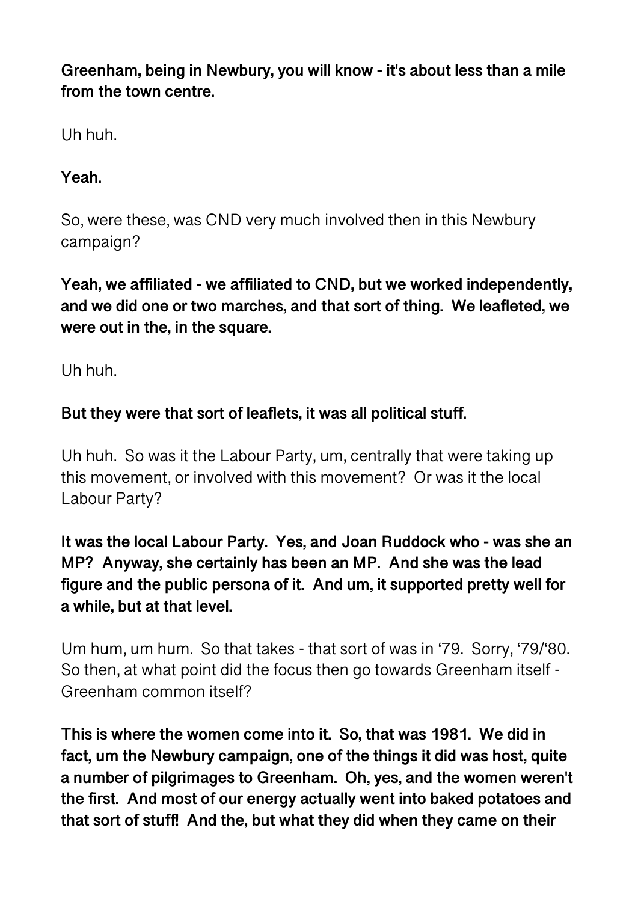**Greenham, being in Newbury, you will know - it's about less than a mile from the town centre.**

Uh huh.

**Yeah.**

So, were these, was CND very much involved then in this Newbury campaign?

**Yeah, we affiliated - we affiliated to CND, but we worked independently, and we did one or two marches, and that sort of thing. We leafleted, we were out in the, in the square.**

Uh huh.

**But they were that sort of leaflets, it was all political stuff.**

Uh huh. So was it the Labour Party, um, centrally that were taking up this movement, or involved with this movement? Or was it the local Labour Party?

**It was the local Labour Party. Yes, and Joan Ruddock who - was she an MP? Anyway, she certainly has been an MP. And she was the lead figure and the public persona of it. And um, it supported pretty well for a while, but at that level.**

Um hum, um hum. So that takes - that sort of was in '79. Sorry, '79/'80. So then, at what point did the focus then go towards Greenham itself - Greenham common itself?

**This is where the women come into it. So, that was 1981. We did in fact, um the Newbury campaign, one of the things it did was host, quite a number of pilgrimages to Greenham. Oh, yes, and the women weren't the first. And most of our energy actually went into baked potatoes and that sort of stuff! And the, but what they did when they came on their**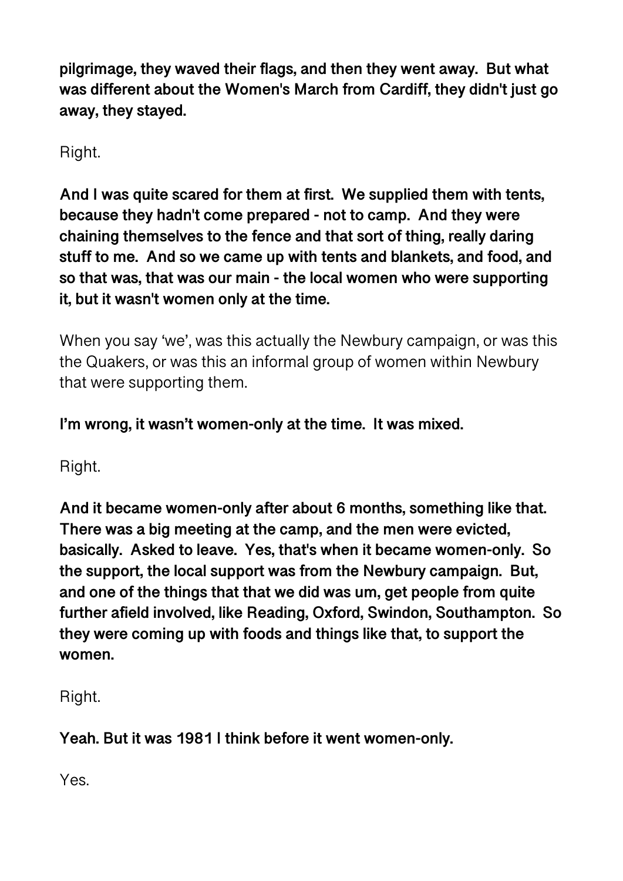**pilgrimage, they waved their flags, and then they went away. But what was different about the Women's March from Cardiff, they didn't just go away, they stayed.**

Right.

**And I was quite scared for them at first. We supplied them with tents, because they hadn't come prepared - not to camp. And they were chaining themselves to the fence and that sort of thing, really daring stuff to me. And so we came up with tents and blankets, and food, and so that was, that was our main - the local women who were supporting it, but it wasn't women only at the time.**

When you say 'we', was this actually the Newbury campaign, or was this the Quakers, or was this an informal group of women within Newbury that were supporting them.

**I'm wrong, it wasn't women-only at the time. It was mixed.**

Right.

**And it became women-only after about 6 months, something like that. There was a big meeting at the camp, and the men were evicted, basically. Asked to leave. Yes, that's when it became women-only. So the support, the local support was from the Newbury campaign. But, and one of the things that that we did was um, get people from quite further afield involved, like Reading, Oxford, Swindon, Southampton. So they were coming up with foods and things like that, to support the women.**

Right.

**Yeah. But it was 1981 I think before it went women-only.**

Yes.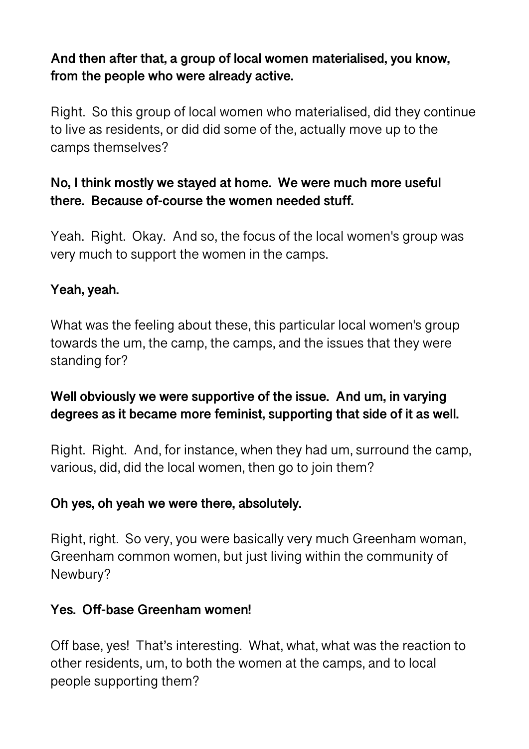**And then after that, a group of local women materialised, you know, from the people who were already active.**

Right. So this group of local women who materialised, did they continue to live as residents, or did did some of the, actually move up to the camps themselves?

**No, I think mostly we stayed at home. We were much more useful there. Because of-course the women needed stuff.**

Yeah. Right. Okay. And so, the focus of the local women's group was very much to support the women in the camps.

**Yeah, yeah.**

What was the feeling about these, this particular local women's group towards the um, the camp, the camps, and the issues that they were standing for?

**Well obviously we were supportive of the issue. And um, in varying degrees as it became more feminist, supporting that side of it as well.**

Right. Right. And, for instance, when they had um, surround the camp, various, did, did the local women, then go to join them?

**Oh yes, oh yeah we were there, absolutely.**

Right, right. So very, you were basically very much Greenham woman, Greenham common women, but just living within the community of Newbury?

**Yes. Off-base Greenham women!**

Off base, yes! That's interesting. What, what, what was the reaction to other residents, um, to both the women at the camps, and to local people supporting them?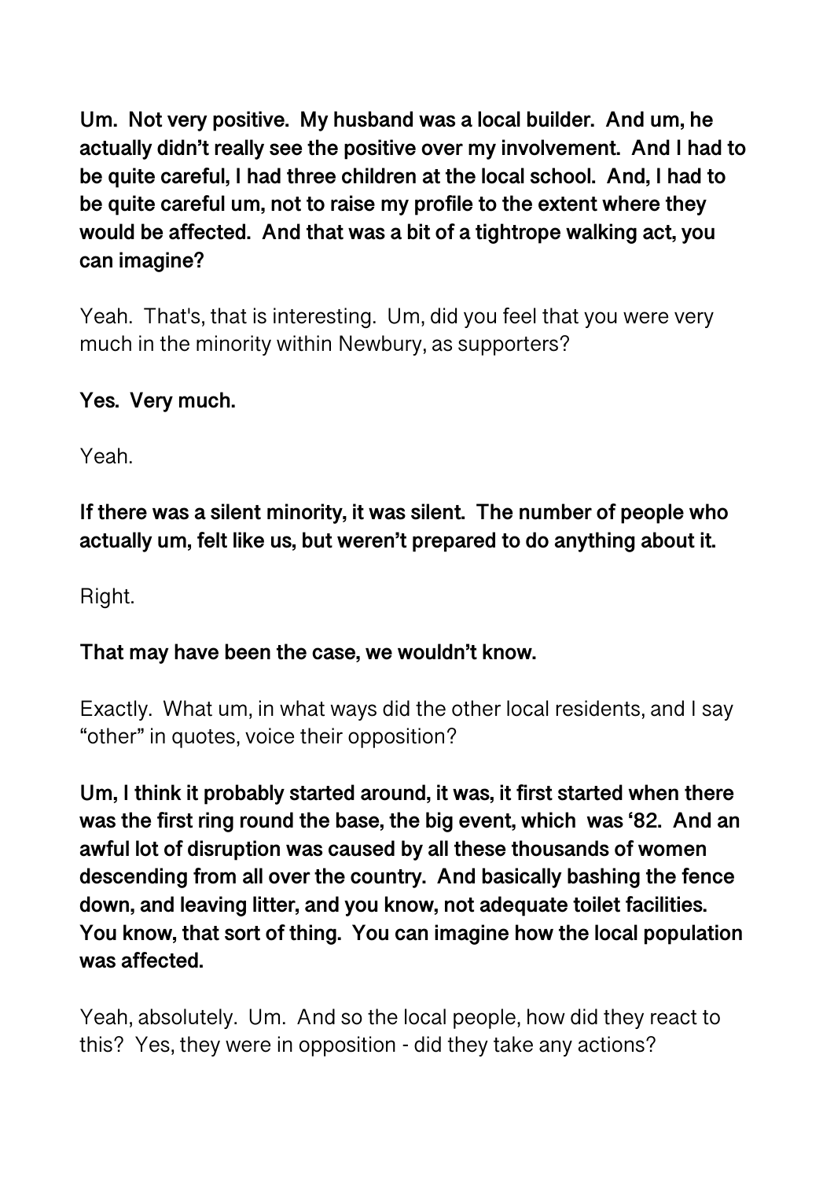**Um. Not very positive. My husband was a local builder. And um, he actually didn't really see the positive over my involvement. And I had to be quite careful, I had three children at the local school. And, I had to be quite careful um, not to raise my profile to the extent where they would be affected. And that was a bit of a tightrope walking act, you can imagine?**

Yeah. That's, that is interesting. Um, did you feel that you were very much in the minority within Newbury, as supporters?

**Yes. Very much.**

Yeah.

**If there was a silent minority, it was silent. The number of people who actually um, felt like us, but weren't prepared to do anything about it.**

Right.

**That may have been the case, we wouldn't know.**

Exactly. What um, in what ways did the other local residents, and I say "other" in quotes, voice their opposition?

**Um, I think it probably started around, it was, it first started when there was the first ring round the base, the big event, which was '82. And an awful lot of disruption was caused by all these thousands of women descending from all over the country. And basically bashing the fence down, and leaving litter, and you know, not adequate toilet facilities. You know, that sort of thing. You can imagine how the local population was affected.**

Yeah, absolutely. Um. And so the local people, how did they react to this? Yes, they were in opposition - did they take any actions?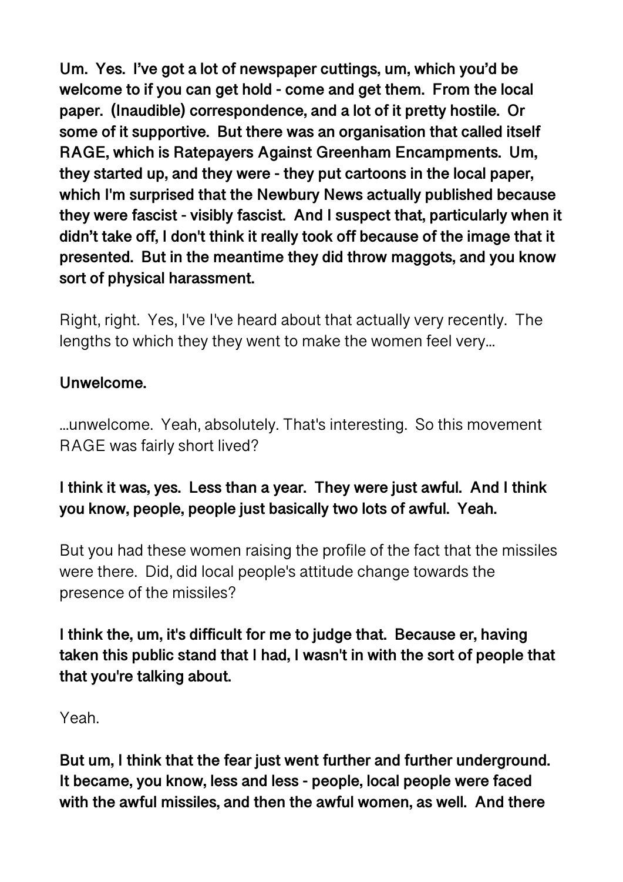**Um. Yes. I've got a lot of newspaper cuttings, um, which you'd be welcome to if you can get hold - come and get them. From the local paper. (Inaudible) correspondence, and a lot of it pretty hostile. Or some of it supportive. But there was an organisation that called itself RAGE, which is Ratepayers Against Greenham Encampments. Um, they started up, and they were - they put cartoons in the local paper, which I'm surprised that the Newbury News actually published because they were fascist - visibly fascist. And I suspect that, particularly when it didn't take off, I don't think it really took off because of the image that it presented. But in the meantime they did throw maggots, and you know sort of physical harassment.**

Right, right. Yes, I've I've heard about that actually very recently. The lengths to which they they went to make the women feel very...

**Unwelcome.**

...unwelcome. Yeah, absolutely. That's interesting. So this movement RAGE was fairly short lived?

**I think it was, yes. Less than a year. They were just awful. And I think you know, people, people just basically two lots of awful. Yeah.**

But you had these women raising the profile of the fact that the missiles were there. Did, did local people's attitude change towards the presence of the missiles?

**I think the, um, it's difficult for me to judge that. Because er, having taken this public stand that I had, I wasn't in with the sort of people that that you're talking about.**

Yeah.

**But um, I think that the fear just went further and further underground. It became, you know, less and less - people, local people were faced with the awful missiles, and then the awful women, as well. And there**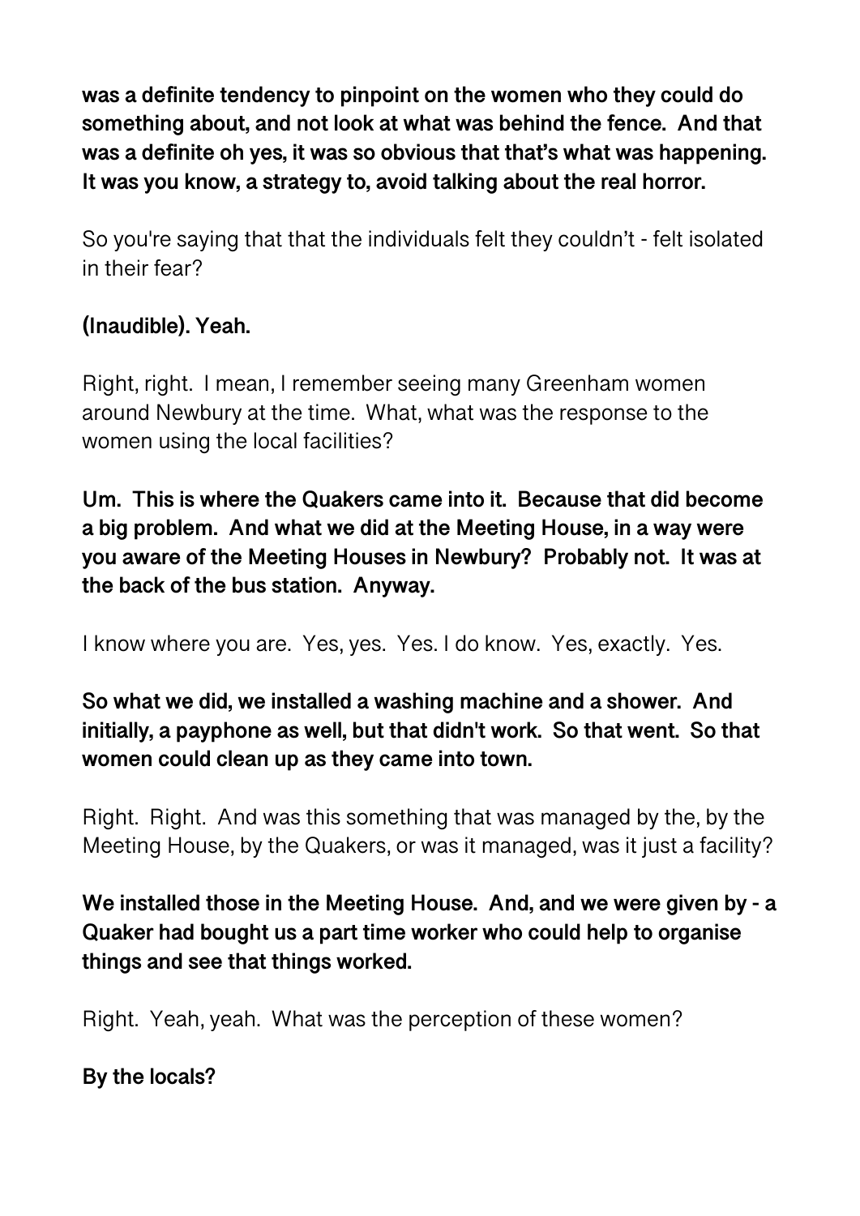**was a definite tendency to pinpoint on the women who they could do something about, and not look at what was behind the fence. And that was a definite oh yes, it was so obvious that that's what was happening. It was you know, a strategy to, avoid talking about the real horror.**

So you're saying that that the individuals felt they couldn't - felt isolated in their fear?

**(Inaudible). Yeah.**

Right, right. I mean, I remember seeing many Greenham women around Newbury at the time. What, what was the response to the women using the local facilities?

**Um. This is where the Quakers came into it. Because that did become a big problem. And what we did at the Meeting House, in a way were you aware of the Meeting Houses in Newbury? Probably not. It was at the back of the bus station. Anyway.**

I know where you are. Yes, yes. Yes. I do know. Yes, exactly. Yes.

**So what we did, we installed a washing machine and a shower. And initially, a payphone as well, but that didn't work. So that went. So that women could clean up as they came into town.**

Right. Right. And was this something that was managed by the, by the Meeting House, by the Quakers, or was it managed, was it just a facility?

**We installed those in the Meeting House. And, and we were given by - a Quaker had bought us a part time worker who could help to organise things and see that things worked.**

Right. Yeah, yeah. What was the perception of these women?

**By the locals?**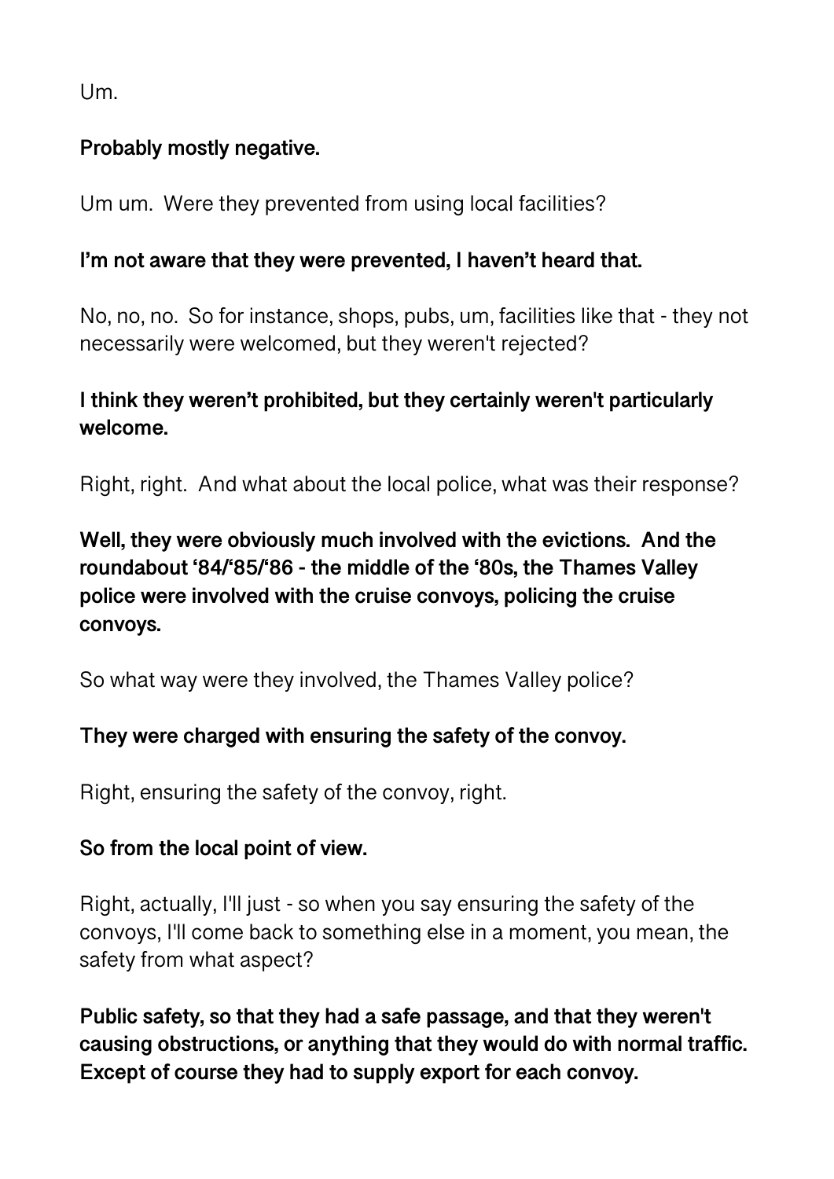Um.

**Probably mostly negative.**

Um um. Were they prevented from using local facilities?

**I'm not aware that they were prevented, I haven't heard that.**

No, no, no. So for instance, shops, pubs, um, facilities like that - they not necessarily were welcomed, but they weren't rejected?

**I think they weren't prohibited, but they certainly weren't particularly welcome.**

Right, right. And what about the local police, what was their response?

**Well, they were obviously much involved with the evictions. And the roundabout '84/'85/'86 - the middle of the '80s, the Thames Valley police were involved with the cruise convoys, policing the cruise convoys.**

So what way were they involved, the Thames Valley police?

**They were charged with ensuring the safety of the convoy.**

Right, ensuring the safety of the convoy, right.

**So from the local point of view.**

Right, actually, I'll just - so when you say ensuring the safety of the convoys, I'll come back to something else in a moment, you mean, the safety from what aspect?

**Public safety, so that they had a safe passage, and that they weren't causing obstructions, or anything that they would do with normal traffic. Except of course they had to supply export for each convoy.**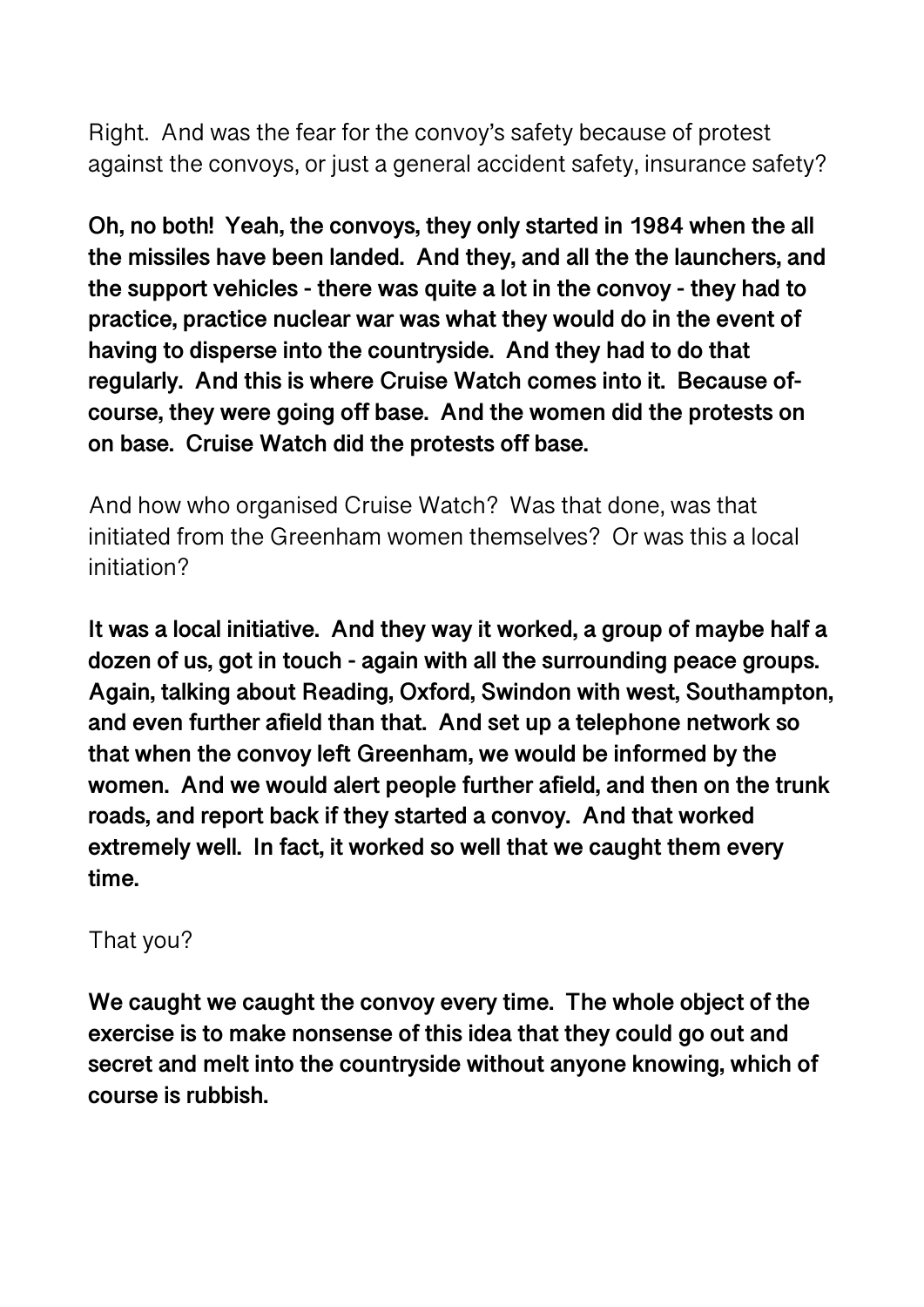Right. And was the fear for the convoy's safety because of protest against the convoys, or just a general accident safety, insurance safety?

**Oh, no both! Yeah, the convoys, they only started in 1984 when the all the missiles have been landed. And they, and all the the launchers, and the support vehicles - there was quite a lot in the convoy - they had to practice, practice nuclear war was what they would do in the event of having to disperse into the countryside. And they had to do that regularly. And this is where Cruise Watch comes into it. Because of-course, they were going off base. And the women did the protests on on base. Cruise Watch did the protests off base.**

And how who organised Cruise Watch? Was that done, was that initiated from the Greenham women themselves? Or was this a local initiation?

**It was a local initiative. And they way it worked, a group of maybe half a dozen of us, got in touch - again with all the surrounding peace groups. Again, talking about Reading, Oxford, Swindon with west, Southampton, and even further afield than that. And set up a telephone network so that when the convoy left Greenham, we would be informed by the women. And we would alert people further afield, and then on the trunk roads, and report back if they started a convoy. And that worked extremely well. In fact, it worked so well that we caught them every time.**

That you?

**We caught we caught the convoy every time. The whole object of the exercise is to make nonsense of this idea that they could go out and secret and melt into the countryside without anyone knowing, which of course is rubbish.**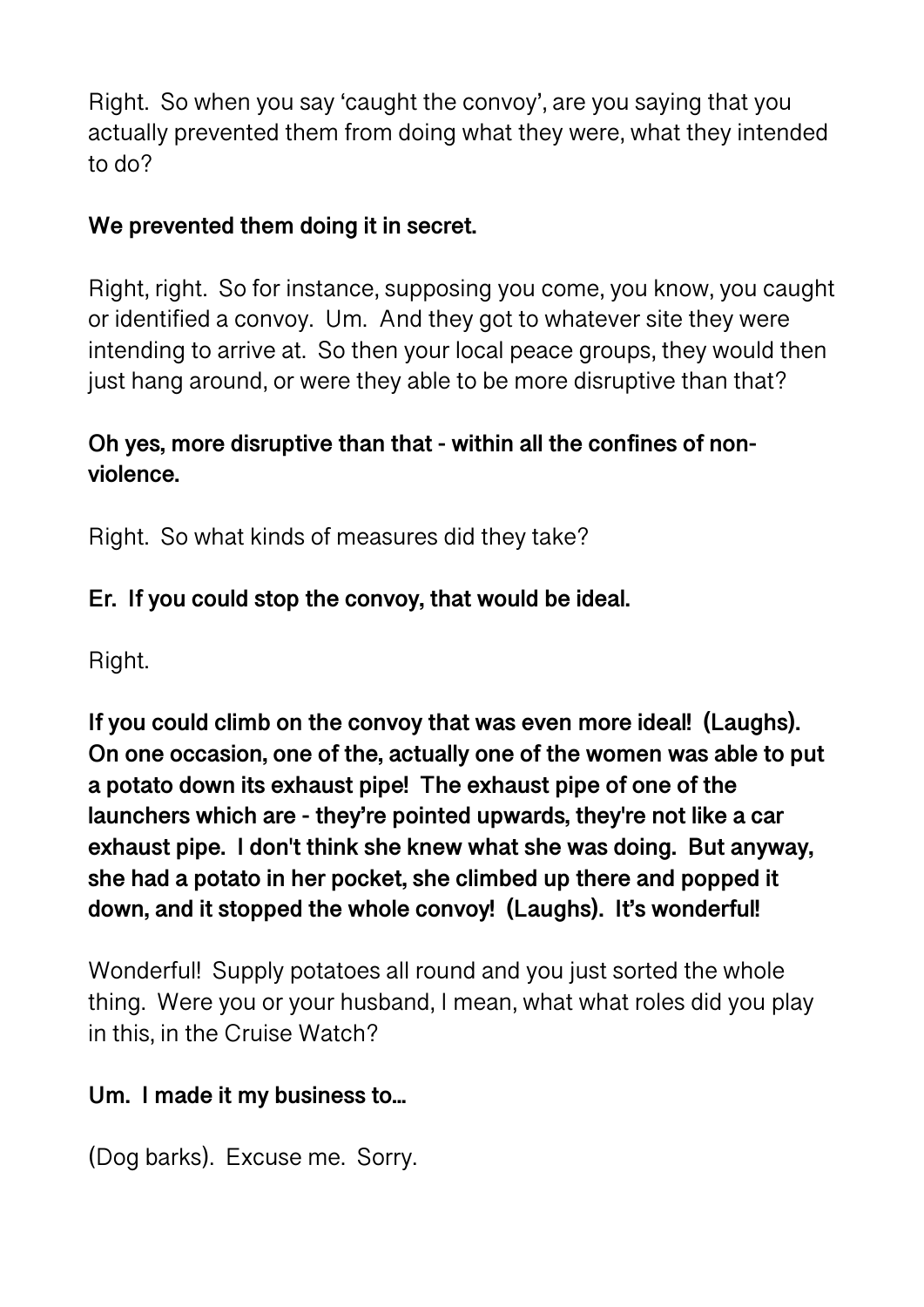Right.  So when you say 'caught the convoy', are you saying that you actually prevented them from doing what they were, what they intended to do?

**We prevented them doing it in secret.**

Right, right.  So for instance, supposing you come, you know, you caught or identified a convoy.  Um.  And they got to whatever site they were intending to arrive at.  So then your local peace groups, they would then just hang around, or were they able to be more disruptive than that?

**Oh yes, more disruptive than that - within all the confines of non-violence.**

Right.  So what kinds of measures did they take?

**Er.  If you could stop the convoy, that would be ideal.**

Right.

**If you could climb on the convoy that was even more ideal!  (Laughs).  On one occasion, one of the, actually one of the women was able to put a potato down its exhaust pipe!  The exhaust pipe of one of the launchers which are - they're pointed upwards, they're not like a car exhaust pipe.  I don't think she knew what she was doing.  But anyway, she had a potato in her pocket, she climbed up there and popped it down, and it stopped the whole convoy!  (Laughs).  It's wonderful!**

Wonderful!  Supply potatoes all round and you just sorted the whole thing.  Were you or your husband, I mean, what what roles did you play in this, in the Cruise Watch?

**Um.  I made it my business to...**

(Dog barks).  Excuse me.  Sorry.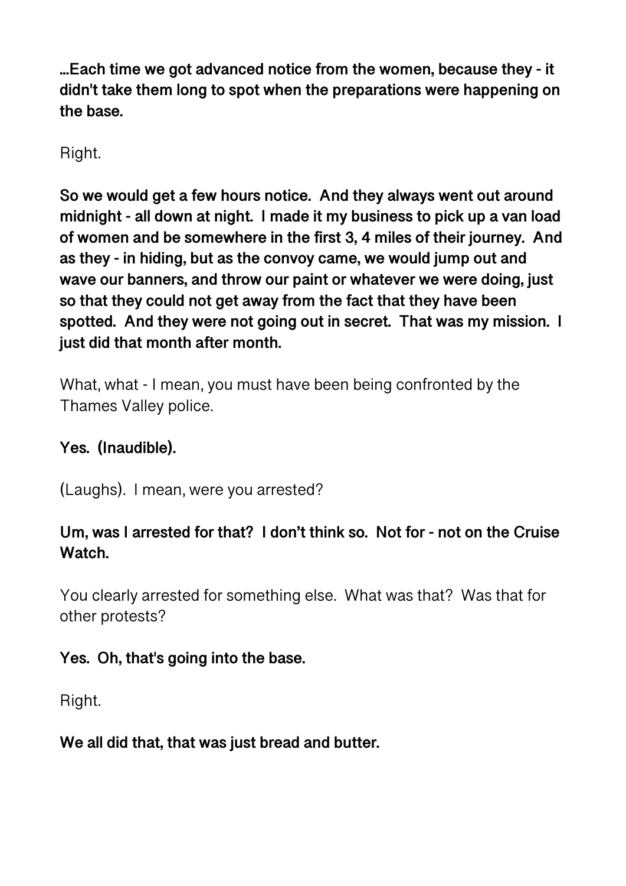**...Each time we got advanced notice from the women, because they - it didn't take them long to spot when the preparations were happening on the base.**

Right.

**So we would get a few hours notice. And they always went out around midnight - all down at night. I made it my business to pick up a van load of women and be somewhere in the first 3, 4 miles of their journey. And as they - in hiding, but as the convoy came, we would jump out and wave our banners, and throw our paint or whatever we were doing, just so that they could not get away from the fact that they have been spotted. And they were not going out in secret. That was my mission. I just did that month after month.**

What, what - I mean, you must have been being confronted by the Thames Valley police.

**Yes. (Inaudible).**

(Laughs). I mean, were you arrested?

**Um, was I arrested for that? I don't think so. Not for - not on the Cruise Watch.**

You clearly arrested for something else. What was that? Was that for other protests?

**Yes. Oh, that's going into the base.**

Right.

**We all did that, that was just bread and butter.**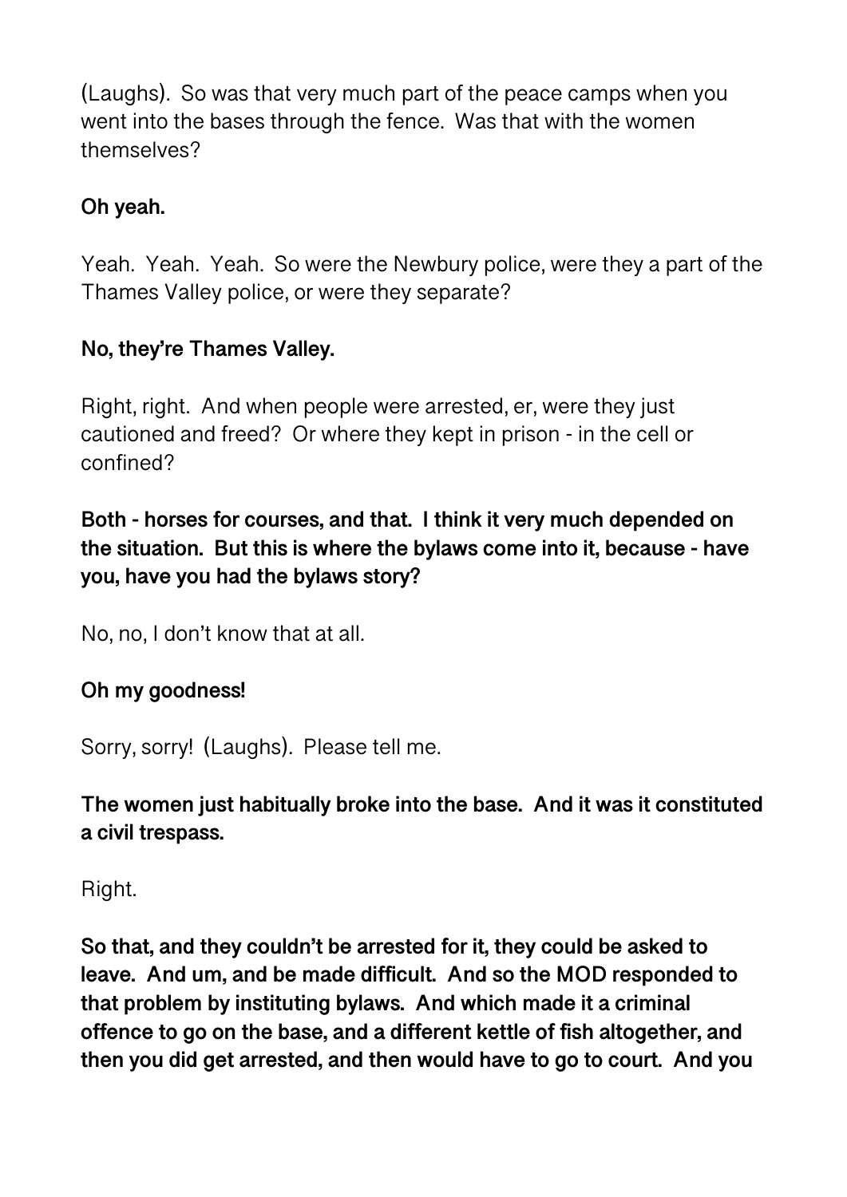(Laughs). So was that very much part of the peace camps when you went into the bases through the fence. Was that with the women themselves?

**Oh yeah.**

Yeah. Yeah. Yeah. So were the Newbury police, were they a part of the Thames Valley police, or were they separate?

**No, they're Thames Valley.**

Right, right. And when people were arrested, er, were they just cautioned and freed? Or where they kept in prison - in the cell or confined?

**Both - horses for courses, and that. I think it very much depended on the situation. But this is where the bylaws come into it, because - have you, have you had the bylaws story?**

No, no, I don't know that at all.

**Oh my goodness!**

Sorry, sorry! (Laughs). Please tell me.

**The women just habitually broke into the base. And it was it constituted a civil trespass.**

Right.

**So that, and they couldn't be arrested for it, they could be asked to leave. And um, and be made difficult. And so the MOD responded to that problem by instituting bylaws. And which made it a criminal offence to go on the base, and a different kettle of fish altogether, and then you did get arrested, and then would have to go to court. And you**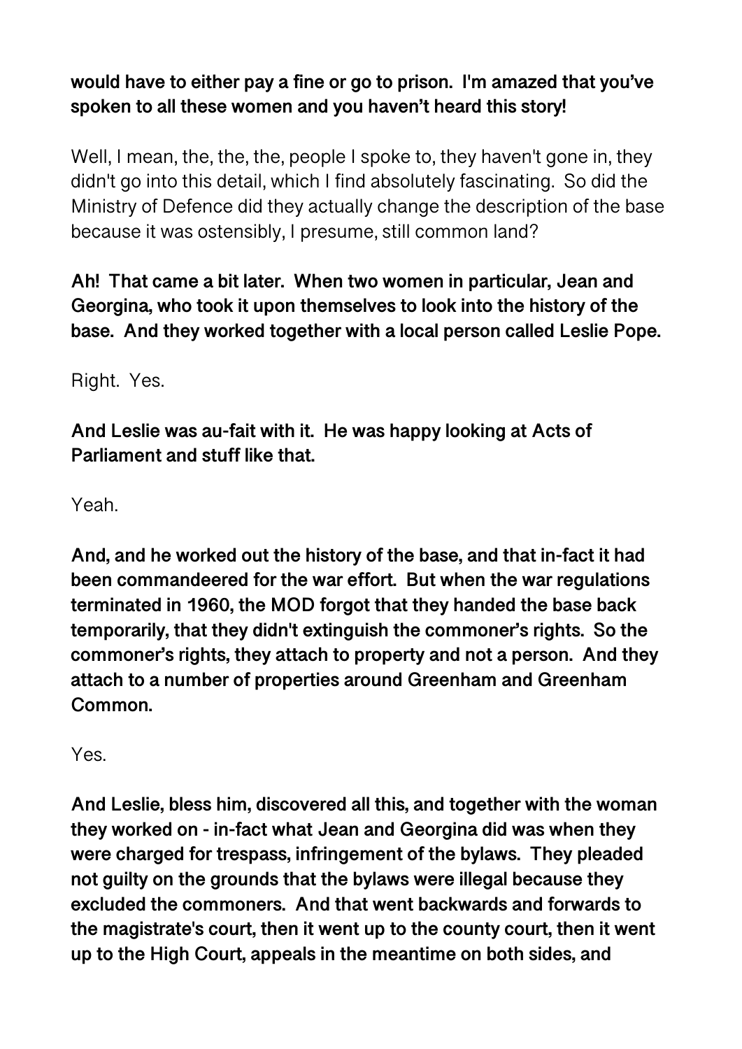**would have to either pay a fine or go to prison. I'm amazed that you've spoken to all these women and you haven't heard this story!**

Well, I mean, the, the, the, people I spoke to, they haven't gone in, they didn't go into this detail, which I find absolutely fascinating. So did the Ministry of Defence did they actually change the description of the base because it was ostensibly, I presume, still common land?

**Ah! That came a bit later. When two women in particular, Jean and Georgina, who took it upon themselves to look into the history of the base. And they worked together with a local person called Leslie Pope.**

Right. Yes.

**And Leslie was au-fait with it. He was happy looking at Acts of Parliament and stuff like that.**

Yeah.

**And, and he worked out the history of the base, and that in-fact it had been commandeered for the war effort. But when the war regulations terminated in 1960, the MOD forgot that they handed the base back temporarily, that they didn't extinguish the commoner's rights. So the commoner's rights, they attach to property and not a person. And they attach to a number of properties around Greenham and Greenham Common.**

Yes.

**And Leslie, bless him, discovered all this, and together with the woman they worked on - in-fact what Jean and Georgina did was when they were charged for trespass, infringement of the bylaws. They pleaded not guilty on the grounds that the bylaws were illegal because they excluded the commoners. And that went backwards and forwards to the magistrate's court, then it went up to the county court, then it went up to the High Court, appeals in the meantime on both sides, and**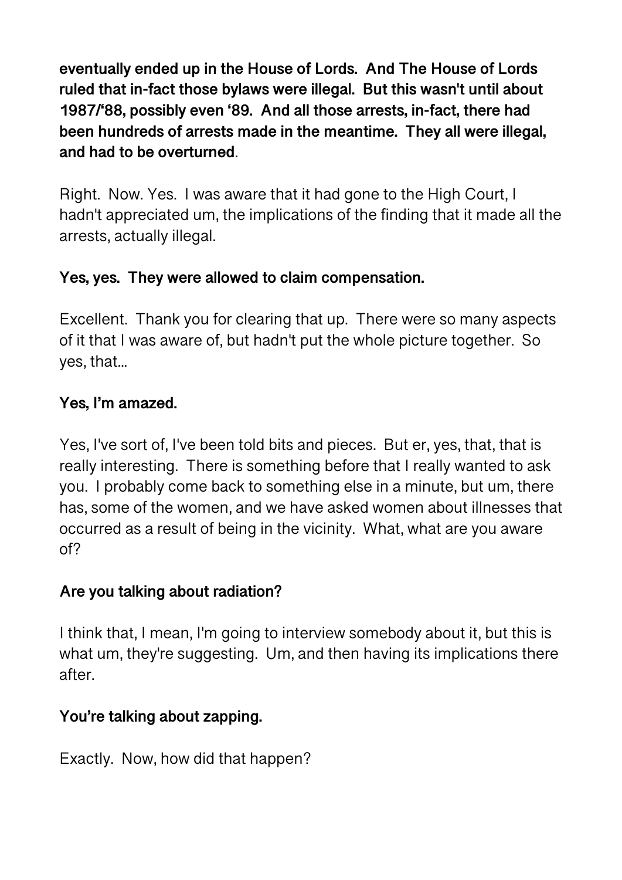**eventually ended up in the House of Lords. And The House of Lords ruled that in-fact those bylaws were illegal. But this wasn't until about 1987/'88, possibly even '89. And all those arrests, in-fact, there had been hundreds of arrests made in the meantime. They all were illegal, and had to be overturned**.

Right. Now. Yes. I was aware that it had gone to the High Court, I hadn't appreciated um, the implications of the finding that it made all the arrests, actually illegal.

**Yes, yes. They were allowed to claim compensation.**

Excellent. Thank you for clearing that up. There were so many aspects of it that I was aware of, but hadn't put the whole picture together. So yes, that…

**Yes, I'm amazed.**

Yes, I've sort of, I've been told bits and pieces. But er, yes, that, that is really interesting. There is something before that I really wanted to ask you. I probably come back to something else in a minute, but um, there has, some of the women, and we have asked women about illnesses that occurred as a result of being in the vicinity. What, what are you aware of?

**Are you talking about radiation?**

I think that, I mean, I'm going to interview somebody about it, but this is what um, they're suggesting. Um, and then having its implications there after.

**You're talking about zapping.**

Exactly. Now, how did that happen?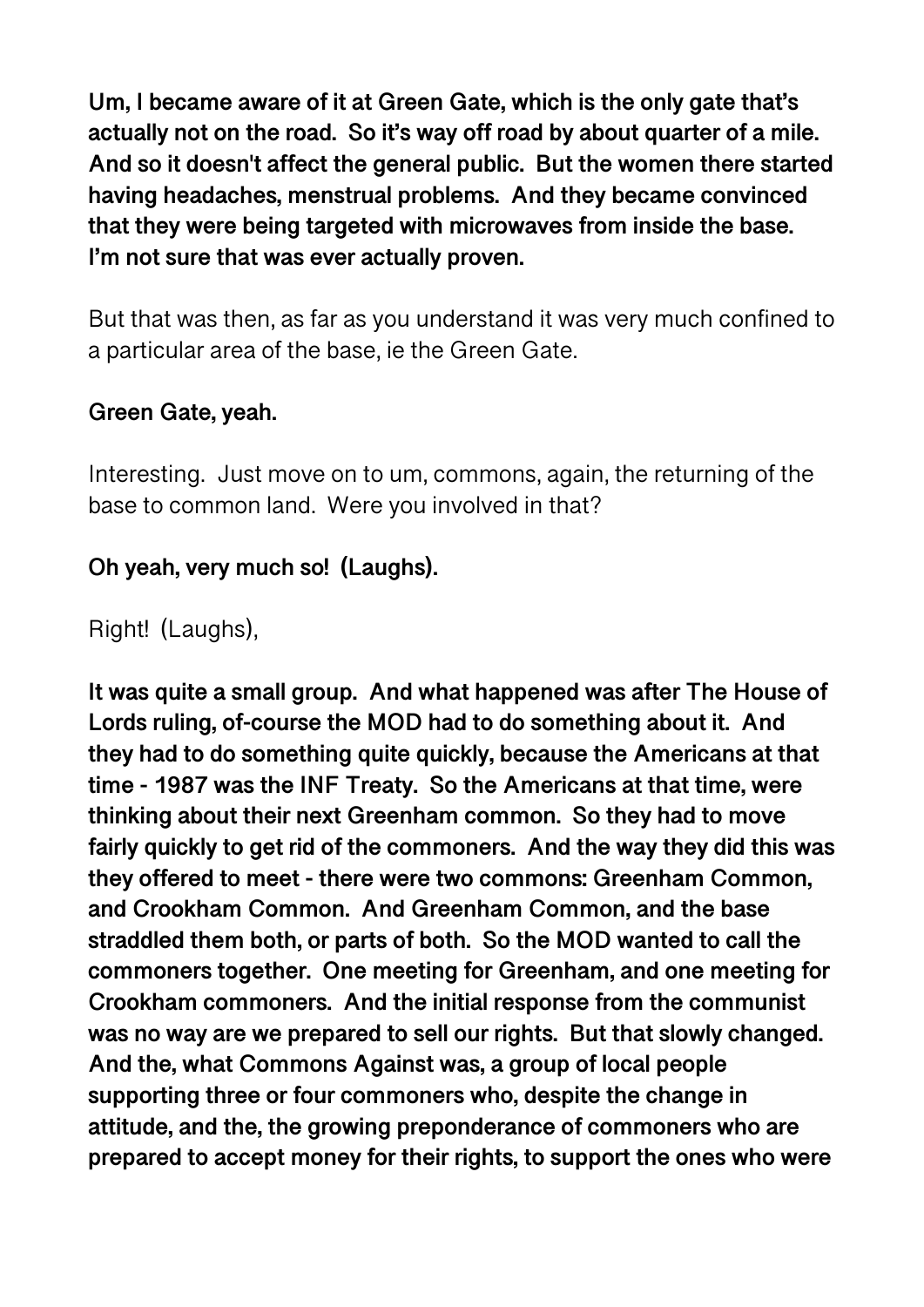**Um, I became aware of it at Green Gate, which is the only gate that's actually not on the road. So it's way off road by about quarter of a mile. And so it doesn't affect the general public. But the women there started having headaches, menstrual problems. And they became convinced that they were being targeted with microwaves from inside the base. I'm not sure that was ever actually proven.**

But that was then, as far as you understand it was very much confined to a particular area of the base, ie the Green Gate.

**Green Gate, yeah.**

Interesting. Just move on to um, commons, again, the returning of the base to common land. Were you involved in that?

**Oh yeah, very much so! (Laughs).**

Right! (Laughs),

**It was quite a small group. And what happened was after The House of Lords ruling, of-course the MOD had to do something about it. And they had to do something quite quickly, because the Americans at that time - 1987 was the INF Treaty. So the Americans at that time, were thinking about their next Greenham common. So they had to move fairly quickly to get rid of the commoners. And the way they did this was they offered to meet - there were two commons: Greenham Common, and Crookham Common. And Greenham Common, and the base straddled them both, or parts of both. So the MOD wanted to call the commoners together. One meeting for Greenham, and one meeting for Crookham commoners. And the initial response from the communist was no way are we prepared to sell our rights. But that slowly changed. And the, what Commons Against was, a group of local people supporting three or four commoners who, despite the change in attitude, and the, the growing preponderance of commoners who are prepared to accept money for their rights, to support the ones who were**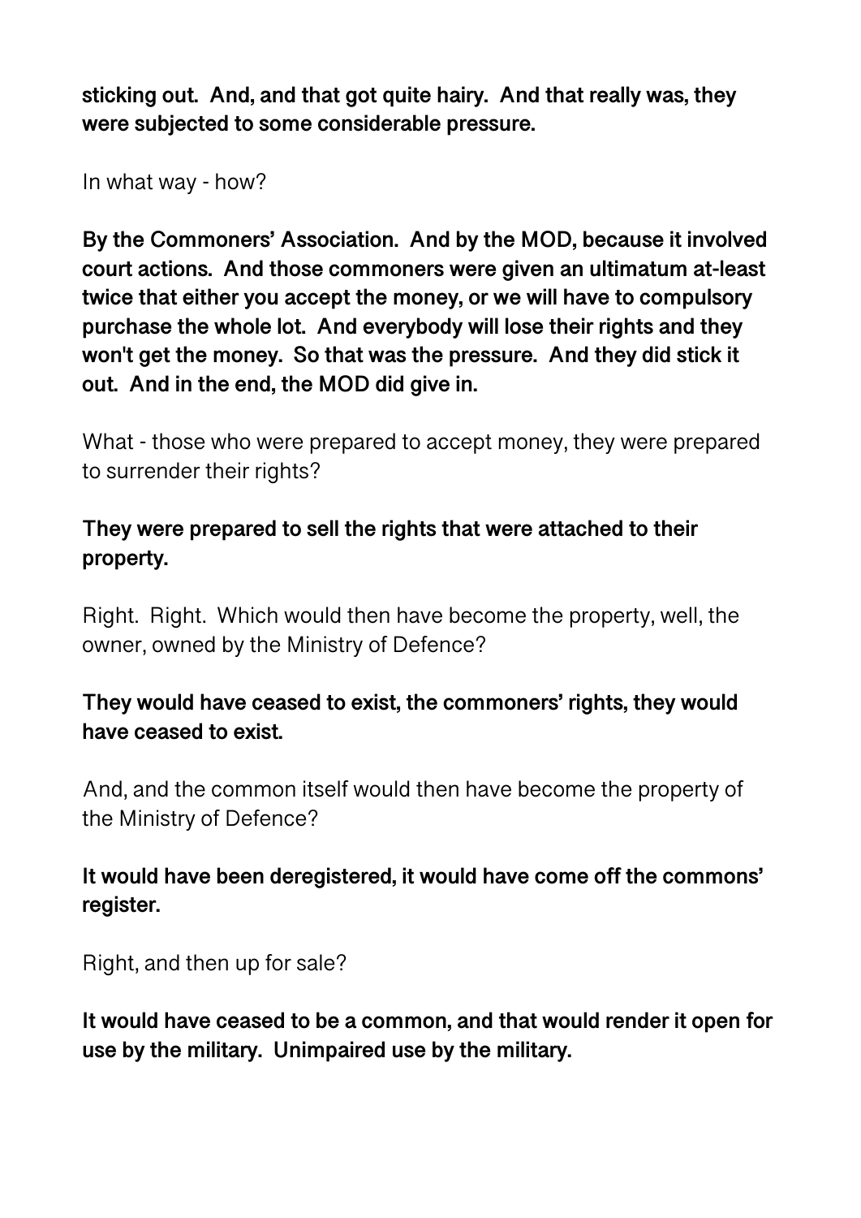**sticking out. And, and that got quite hairy. And that really was, they were subjected to some considerable pressure.**

In what way - how?

**By the Commoners' Association. And by the MOD, because it involved court actions. And those commoners were given an ultimatum at-least twice that either you accept the money, or we will have to compulsory purchase the whole lot. And everybody will lose their rights and they won't get the money. So that was the pressure. And they did stick it out. And in the end, the MOD did give in.**

What - those who were prepared to accept money, they were prepared to surrender their rights?

**They were prepared to sell the rights that were attached to their property.**

Right. Right. Which would then have become the property, well, the owner, owned by the Ministry of Defence?

**They would have ceased to exist, the commoners' rights, they would have ceased to exist.**

And, and the common itself would then have become the property of the Ministry of Defence?

**It would have been deregistered, it would have come off the commons' register.**

Right, and then up for sale?

**It would have ceased to be a common, and that would render it open for use by the military. Unimpaired use by the military.**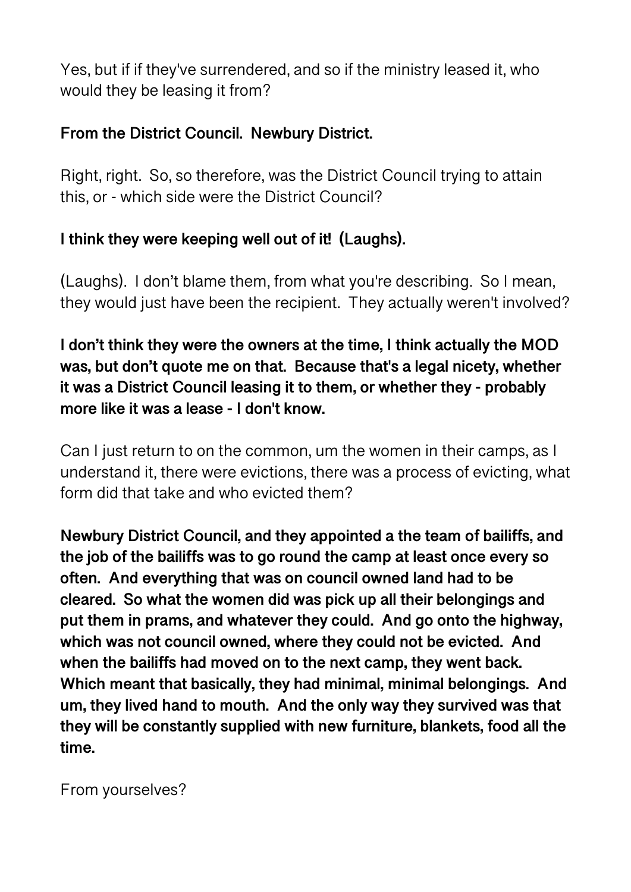Yes, but if if they've surrendered, and so if the ministry leased it, who would they be leasing it from?

**From the District Council. Newbury District.**

Right, right. So, so therefore, was the District Council trying to attain this, or - which side were the District Council?

**I think they were keeping well out of it! (Laughs).**

(Laughs). I don't blame them, from what you're describing. So I mean, they would just have been the recipient. They actually weren't involved?

**I don't think they were the owners at the time, I think actually the MOD was, but don't quote me on that. Because that's a legal nicety, whether it was a District Council leasing it to them, or whether they - probably more like it was a lease - I don't know.**

Can I just return to on the common, um the women in their camps, as I understand it, there were evictions, there was a process of evicting, what form did that take and who evicted them?

**Newbury District Council, and they appointed a the team of bailiffs, and the job of the bailiffs was to go round the camp at least once every so often. And everything that was on council owned land had to be cleared. So what the women did was pick up all their belongings and put them in prams, and whatever they could. And go onto the highway, which was not council owned, where they could not be evicted. And when the bailiffs had moved on to the next camp, they went back. Which meant that basically, they had minimal, minimal belongings. And um, they lived hand to mouth. And the only way they survived was that they will be constantly supplied with new furniture, blankets, food all the time.**

From yourselves?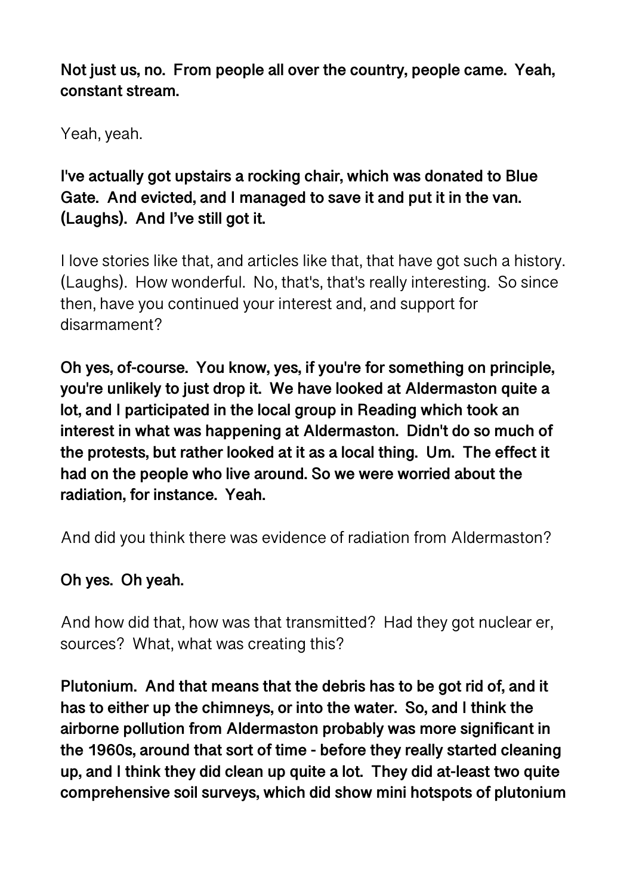**Not just us, no.  From people all over the country, people came.  Yeah, constant stream.**

Yeah, yeah.

**I've actually got upstairs a rocking chair, which was donated to Blue Gate.  And evicted, and I managed to save it and put it in the van.  (Laughs).  And I've still got it.**

I love stories like that, and articles like that, that have got such a history.  (Laughs).  How wonderful.  No, that's, that's really interesting.  So since then, have you continued your interest and, and support for disarmament?

**Oh yes, of-course.  You know, yes, if you're for something on principle, you're unlikely to just drop it.  We have looked at Aldermaston quite a lot, and I participated in the local group in Reading which took an interest in what was happening at Aldermaston.  Didn't do so much of the protests, but rather looked at it as a local thing.  Um.  The effect it had on the people who live around. So we were worried about the radiation, for instance.  Yeah.**

And did you think there was evidence of radiation from Aldermaston?

**Oh yes.  Oh yeah.**

And how did that, how was that transmitted?  Had they got nuclear er, sources?  What, what was creating this?

**Plutonium.  And that means that the debris has to be got rid of, and it has to either up the chimneys, or into the water.  So, and I think the airborne pollution from Aldermaston probably was more significant in the 1960s, around that sort of time - before they really started cleaning up, and I think they did clean up quite a lot.  They did at-least two quite comprehensive soil surveys, which did show mini hotspots of plutonium**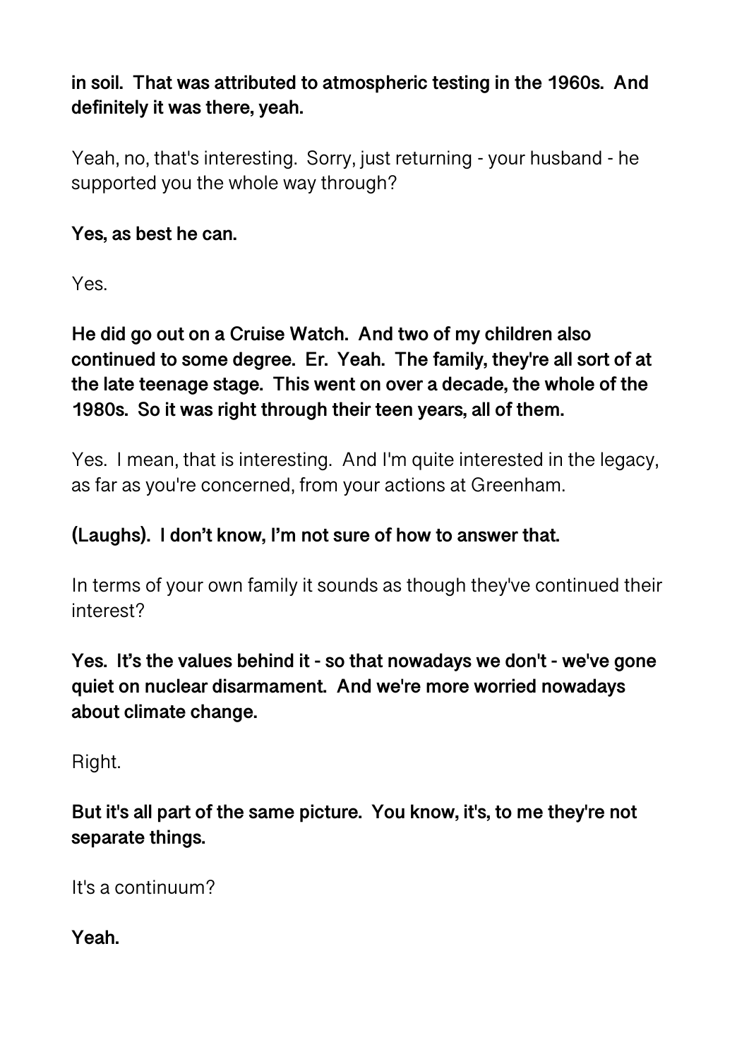**in soil. That was attributed to atmospheric testing in the 1960s. And definitely it was there, yeah.**

Yeah, no, that's interesting. Sorry, just returning - your husband - he supported you the whole way through?

**Yes, as best he can.**

Yes.

**He did go out on a Cruise Watch. And two of my children also continued to some degree. Er. Yeah. The family, they're all sort of at the late teenage stage. This went on over a decade, the whole of the 1980s. So it was right through their teen years, all of them.**

Yes. I mean, that is interesting. And I'm quite interested in the legacy, as far as you're concerned, from your actions at Greenham.

**(Laughs). I don't know, I'm not sure of how to answer that.**

In terms of your own family it sounds as though they've continued their interest?

**Yes. It's the values behind it - so that nowadays we don't - we've gone quiet on nuclear disarmament. And we're more worried nowadays about climate change.**

Right.

**But it's all part of the same picture. You know, it's, to me they're not separate things.**

It's a continuum?

**Yeah.**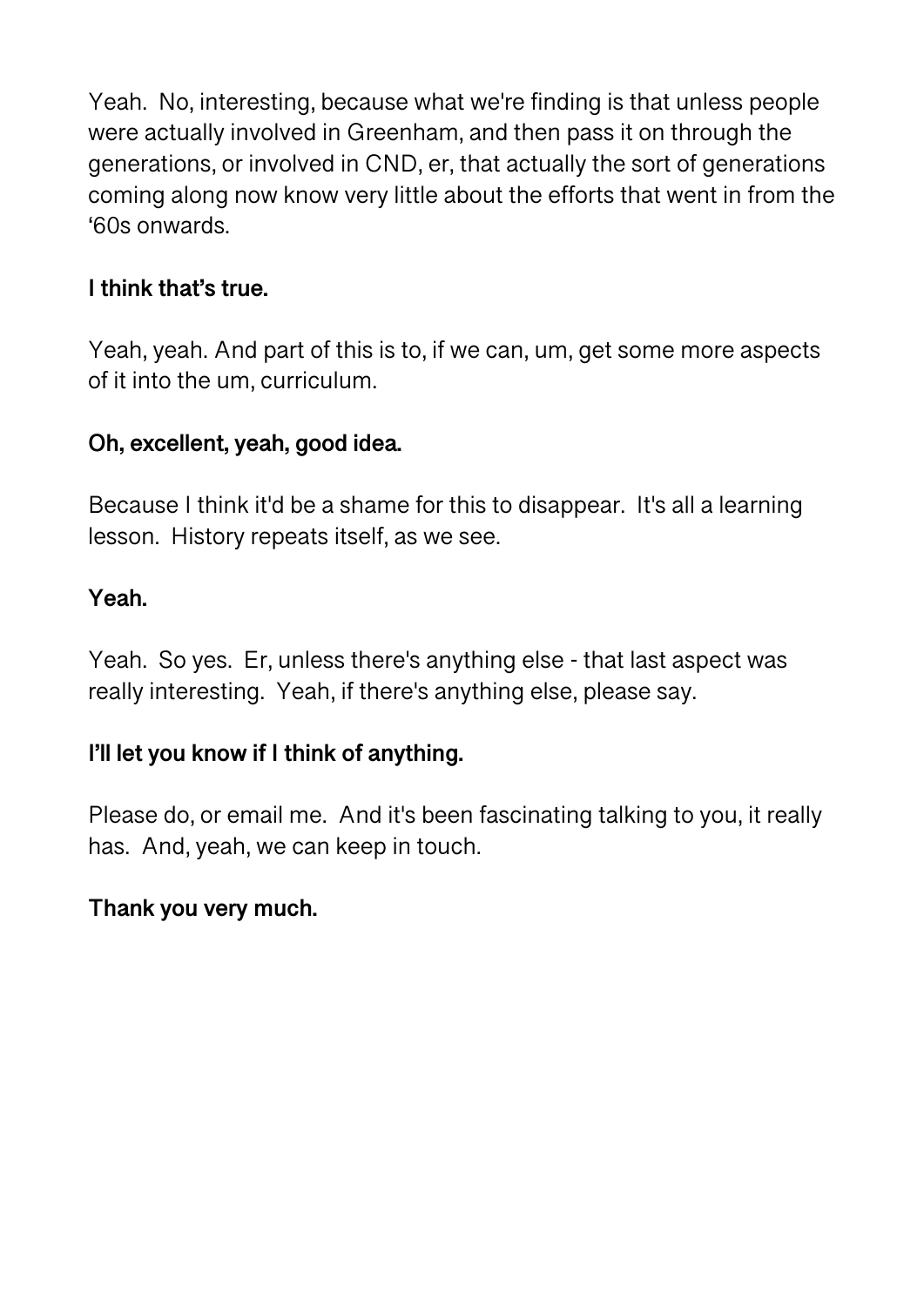Yeah.  No, interesting, because what we're finding is that unless people were actually involved in Greenham, and then pass it on through the generations, or involved in CND, er, that actually the sort of generations coming along now know very little about the efforts that went in from the '60s onwards.

**I think that's true.**

Yeah, yeah. And part of this is to, if we can, um, get some more aspects of it into the um, curriculum.

**Oh, excellent, yeah, good idea.**

Because I think it'd be a shame for this to disappear.  It's all a learning lesson.  History repeats itself, as we see.

**Yeah.**

Yeah.  So yes.  Er, unless there's anything else - that last aspect was really interesting.  Yeah, if there's anything else, please say.

**I'll let you know if I think of anything.**

Please do, or email me.  And it's been fascinating talking to you, it really has.  And, yeah, we can keep in touch.

**Thank you very much.**